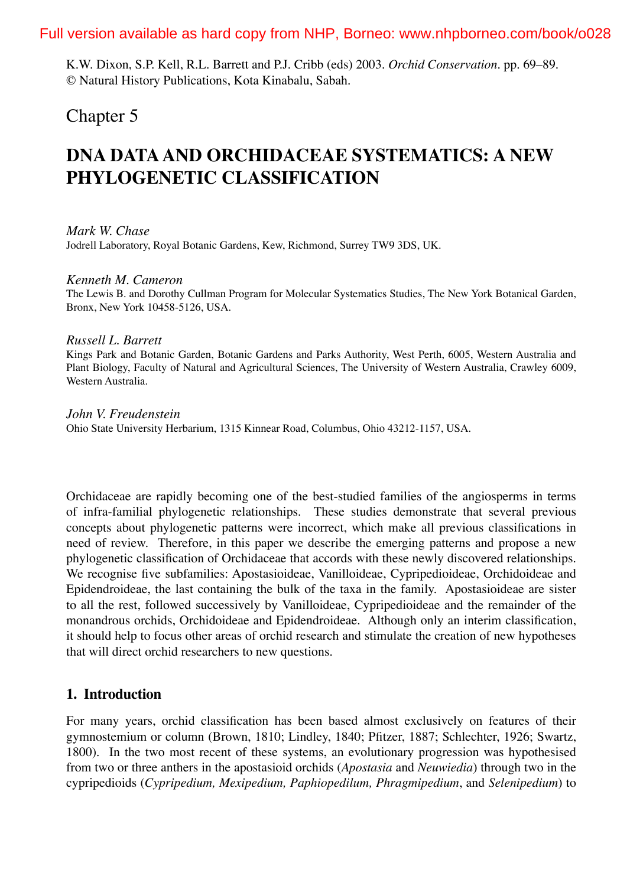Full version available as hard copy from NHP, Borneo: www.nhpborneo.com/book/o028

K.W. Dixon, S.P. Kell, R.L. Barrett and P.J. Cribb (eds) 2003. *Orchid Conservation*. pp. 69–89. © Natural History Publications, Kota Kinabalu, Sabah.

Chapter 5

# DNA DATA AND ORCHIDACEAE SYSTEMATICS: A NEW PHYLOGENETIC CLASSIFICATION

*Mark W. Chase*
Jodrell Laboratory, Royal Botanic Gardens, Kew, Richmond, Surrey TW9 3DS, UK.

*Kenneth M. Cameron*
The Lewis B. and Dorothy Cullman Program for Molecular Systematics Studies, The New York Botanical Garden, Bronx, New York 10458-5126, USA.

*Russell L. Barrett*
Kings Park and Botanic Garden, Botanic Gardens and Parks Authority, West Perth, 6005, Western Australia and Plant Biology, Faculty of Natural and Agricultural Sciences, The University of Western Australia, Crawley 6009, Western Australia.

*John V. Freudenstein*
Ohio State University Herbarium, 1315 Kinnear Road, Columbus, Ohio 43212-1157, USA.

Orchidaceae are rapidly becoming one of the best-studied families of the angiosperms in terms of infra-familial phylogenetic relationships. These studies demonstrate that several previous concepts about phylogenetic patterns were incorrect, which make all previous classifications in need of review. Therefore, in this paper we describe the emerging patterns and propose a new phylogenetic classification of Orchidaceae that accords with these newly discovered relationships. We recognise five subfamilies: Apostasioideae, Vanilloideae, Cypripedioideae, Orchidoideae and Epidendroideae, the last containing the bulk of the taxa in the family. Apostasioideae are sister to all the rest, followed successively by Vanilloideae, Cypripedioideae and the remainder of the monandrous orchids, Orchidoideae and Epidendroideae. Although only an interim classification, it should help to focus other areas of orchid research and stimulate the creation of new hypotheses that will direct orchid researchers to new questions.

## 1. Introduction

For many years, orchid classification has been based almost exclusively on features of their gynnostemium or column (Brown, 1810; Lindley, 1840; Pfitzer, 1887; Schlechter, 1926; Swartz, 1800). In the two most recent of these systems, an evolutionary progression was hypothesised from two or three anthers in the apostasioid orchids (*Apostasia* and *Neuwiedia*) through two in the cypripedioids (*Cypripedium, Mexipedium, Paphiopedilum, Phragmipedium*, and *Selenipedium*) to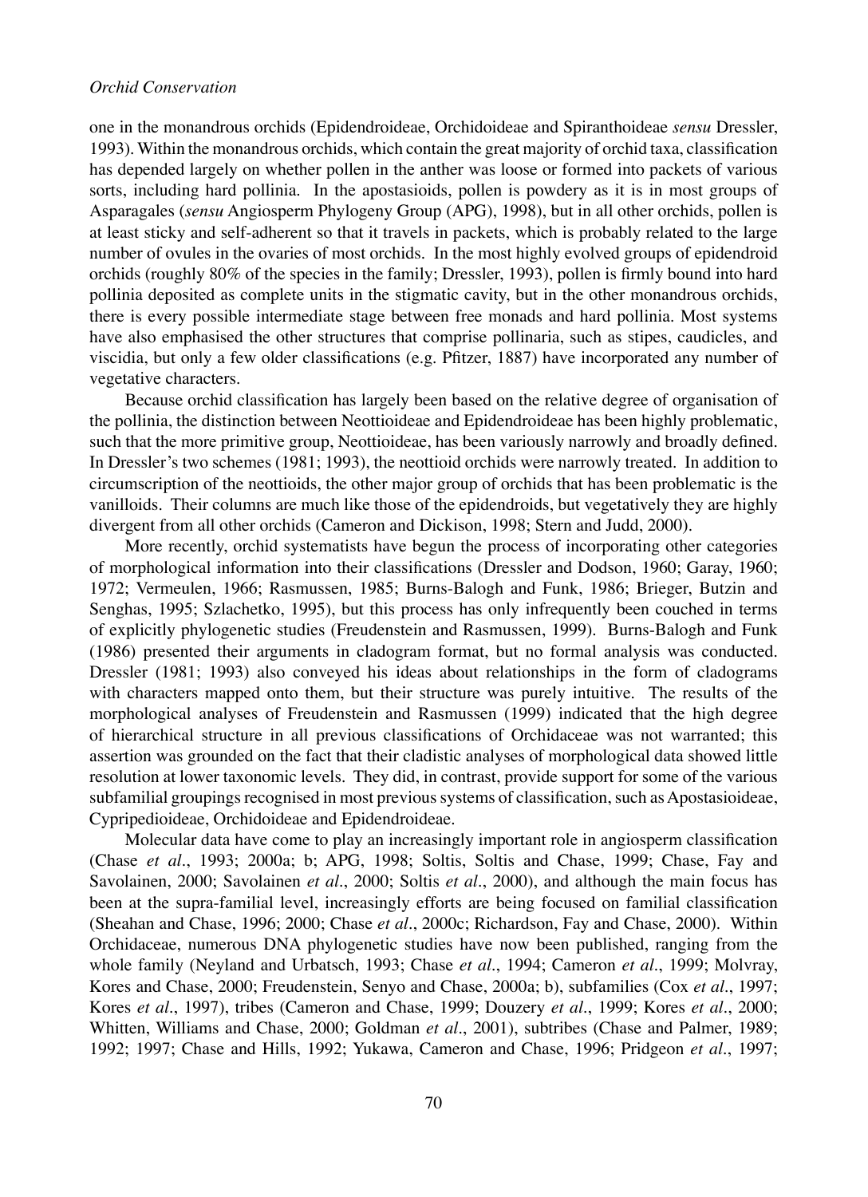one in the monandrous orchids (Epidendroideae, Orchidoideae and Spiranthoideae *sensu* Dressler, 1993). Within the monandrous orchids, which contain the great majority of orchid taxa, classification has depended largely on whether pollen in the anther was loose or formed into packets of various sorts, including hard pollinia. In the apostasioids, pollen is powdery as it is in most groups of Asparagales (*sensu* Angiosperm Phylogeny Group (APG), 1998), but in all other orchids, pollen is at least sticky and self-adherent so that it travels in packets, which is probably related to the large number of ovules in the ovaries of most orchids. In the most highly evolved groups of epidendroid orchids (roughly 80% of the species in the family; Dressler, 1993), pollen is firmly bound into hard pollinia deposited as complete units in the stigmatic cavity, but in the other monandrous orchids, there is every possible intermediate stage between free monads and hard pollinia. Most systems have also emphasised the other structures that comprise pollinaria, such as stipes, caudicles, and viscidia, but only a few older classifications (e.g. Pfitzer, 1887) have incorporated any number of vegetative characters.

Because orchid classification has largely been based on the relative degree of organisation of the pollinia, the distinction between Neottioideae and Epidendroideae has been highly problematic, such that the more primitive group, Neottioideae, has been variously narrowly and broadly defined. In Dressler's two schemes (1981; 1993), the neottioid orchids were narrowly treated. In addition to circumscription of the neottioids, the other major group of orchids that has been problematic is the vanilloids. Their columns are much like those of the epidendroids, but vegetatively they are highly divergent from all other orchids (Cameron and Dickison, 1998; Stern and Judd, 2000).

More recently, orchid systematists have begun the process of incorporating other categories of morphological information into their classifications (Dressler and Dodson, 1960; Garay, 1960; 1972; Vermeulen, 1966; Rasmussen, 1985; Burns-Balogh and Funk, 1986; Brieger, Butzin and Senghas, 1995; Szlachetko, 1995), but this process has only infrequently been couched in terms of explicitly phylogenetic studies (Freudenstein and Rasmussen, 1999). Burns-Balogh and Funk (1986) presented their arguments in cladogram format, but no formal analysis was conducted. Dressler (1981; 1993) also conveyed his ideas about relationships in the form of cladograms with characters mapped onto them, but their structure was purely intuitive. The results of the morphological analyses of Freudenstein and Rasmussen (1999) indicated that the high degree of hierarchical structure in all previous classifications of Orchidaceae was not warranted; this assertion was grounded on the fact that their cladistic analyses of morphological data showed little resolution at lower taxonomic levels. They did, in contrast, provide support for some of the various subfamilial groupings recognised in most previous systems of classification, such as Apostasioideae, Cypripedioideae, Orchidoideae and Epidendroideae.

Molecular data have come to play an increasingly important role in angiosperm classification (Chase *et al*., 1993; 2000a; b; APG, 1998; Soltis, Soltis and Chase, 1999; Chase, Fay and Savolainen, 2000; Savolainen *et al*., 2000; Soltis *et al*., 2000), and although the main focus has been at the supra-familial level, increasingly efforts are being focused on familial classification (Sheahan and Chase, 1996; 2000; Chase *et al*., 2000c; Richardson, Fay and Chase, 2000). Within Orchidaceae, numerous DNA phylogenetic studies have now been published, ranging from the whole family (Neyland and Urbatsch, 1993; Chase *et al*., 1994; Cameron *et al*., 1999; Molvray, Kores and Chase, 2000; Freudenstein, Senyo and Chase, 2000a; b), subfamilies (Cox *et al*., 1997; Kores *et al*., 1997), tribes (Cameron and Chase, 1999; Douzery *et al*., 1999; Kores *et al*., 2000; Whitten, Williams and Chase, 2000; Goldman *et al*., 2001), subtribes (Chase and Palmer, 1989; 1992; 1997; Chase and Hills, 1992; Yukawa, Cameron and Chase, 1996; Pridgeon *et al*., 1997;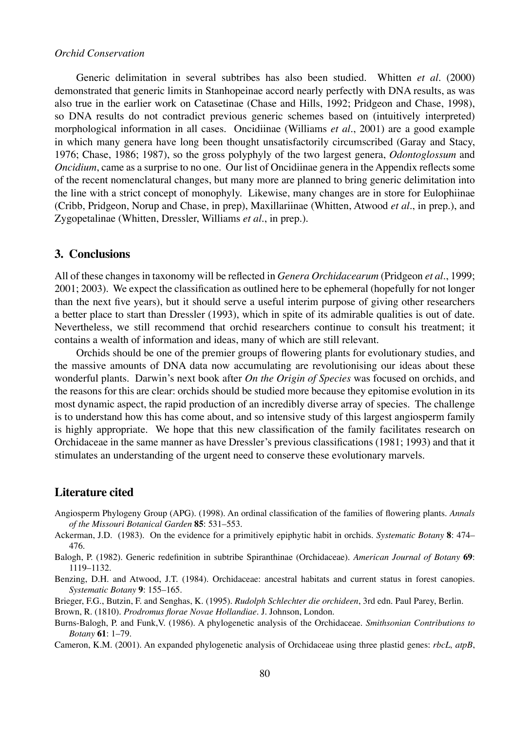Generic delimitation in several subtribes has also been studied. Whitten *et al*. (2000) demonstrated that generic limits in Stanhopeinae accord nearly perfectly with DNA results, as was also true in the earlier work on Catasetinae (Chase and Hills, 1992; Pridgeon and Chase, 1998), so DNA results do not contradict previous generic schemes based on (intuitively interpreted) morphological information in all cases. Oncidiinae (Williams *et al*., 2001) are a good example in which many genera have long been thought unsatisfactorily circumscribed (Garay and Stacy, 1976; Chase, 1986; 1987), so the gross polyphyly of the two largest genera, *Odontoglossum* and *Oncidium*, came as a surprise to no one. Our list of Oncidiinae genera in the Appendix reflects some of the recent nomenclatural changes, but many more are planned to bring generic delimitation into the line with a strict concept of monophyly. Likewise, many changes are in store for Eulophiinae (Cribb, Pridgeon, Norup and Chase, in prep), Maxillariinae (Whitten, Atwood *et al*., in prep.), and Zygopetalinae (Whitten, Dressler, Williams *et al*., in prep.).

## 3. Conclusions

All of these changes in taxonomy will be reflected in *Genera Orchidacearum* (Pridgeon *et al*., 1999; 2001; 2003). We expect the classification as outlined here to be ephemeral (hopefully for not longer than the next five years), but it should serve a useful interim purpose of giving other researchers a better place to start than Dressler (1993), which in spite of its admirable qualities is out of date. Nevertheless, we still recommend that orchid researchers continue to consult his treatment; it contains a wealth of information and ideas, many of which are still relevant.

Orchids should be one of the premier groups of flowering plants for evolutionary studies, and the massive amounts of DNA data now accumulating are revolutionising our ideas about these wonderful plants. Darwin's next book after *On the Origin of Species* was focused on orchids, and the reasons for this are clear: orchids should be studied more because they epitomise evolution in its most dynamic aspect, the rapid production of an incredibly diverse array of species. The challenge is to understand how this has come about, and so intensive study of this largest angiosperm family is highly appropriate. We hope that this new classification of the family facilitates research on Orchidaceae in the same manner as have Dressler's previous classifications (1981; 1993) and that it stimulates an understanding of the urgent need to conserve these evolutionary marvels.

## Literature cited

Angiosperm Phylogeny Group (APG). (1998). An ordinal classification of the families of flowering plants. *Annals of the Missouri Botanical Garden* **85**: 531–553.

Ackerman, J.D. (1983). On the evidence for a primitively epiphytic habit in orchids. *Systematic Botany* **8**: 474–476.

Balogh, P. (1982). Generic redefinition in subtribe Spiranthinae (Orchidaceae). *American Journal of Botany* **69**: 1119–1132.

Benzing, D.H. and Atwood, J.T. (1984). Orchidaceae: ancestral habitats and current status in forest canopies. *Systematic Botany* **9**: 155–165.

Brieger, F.G., Butzin, F. and Senghas, K. (1995). *Rudolph Schlechter die orchideen*, 3rd edn. Paul Parey, Berlin.

Brown, R. (1810). *Prodromus florae Novae Hollandiae*. J. Johnson, London.

Burns-Balogh, P. and Funk,V. (1986). A phylogenetic analysis of the Orchidaceae. *Smithsonian Contributions to Botany* **61**: 1–79.

Cameron, K.M. (2001). An expanded phylogenetic analysis of Orchidaceae using three plastid genes: *rbcL, atpB*,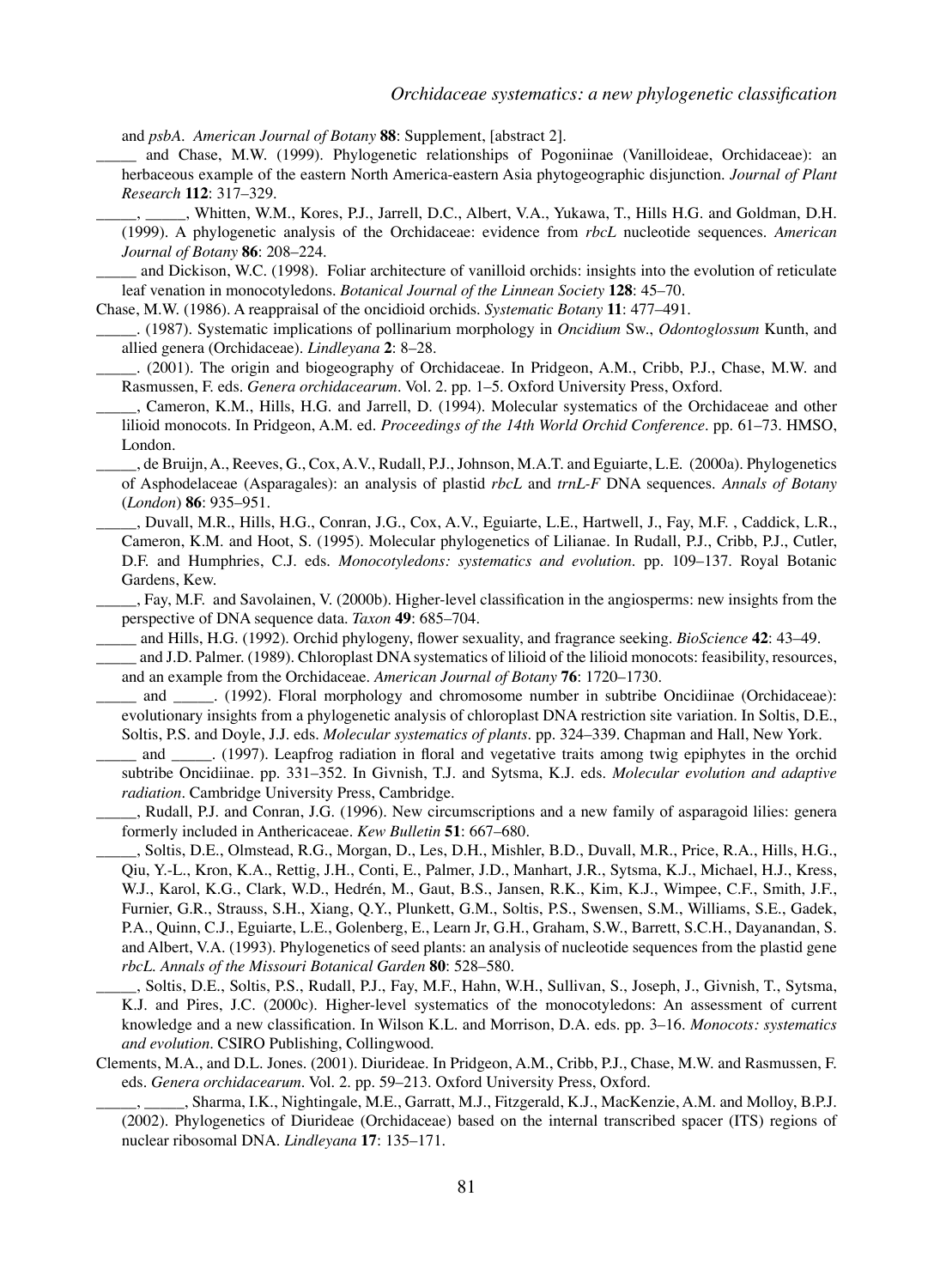and *psbA*. *American Journal of Botany* **88**: Supplement, [abstract 2].

_____ and Chase, M.W. (1999). Phylogenetic relationships of Pogoniinae (Vanilloideae, Orchidaceae): an herbaceous example of the eastern North America-eastern Asia phytogeographic disjunction. *Journal of Plant Research* **112**: 317–329.

_____, _____, Whitten, W.M., Kores, P.J., Jarrell, D.C., Albert, V.A., Yukawa, T., Hills H.G. and Goldman, D.H. (1999). A phylogenetic analysis of the Orchidaceae: evidence from *rbcL* nucleotide sequences. *American Journal of Botany* **86**: 208–224.

_____ and Dickison, W.C. (1998). Foliar architecture of vanilloid orchids: insights into the evolution of reticulate leaf venation in monocotyledons. *Botanical Journal of the Linnean Society* **128**: 45–70.

Chase, M.W. (1986). A reappraisal of the oncidioid orchids. *Systematic Botany* **11**: 477–491.

_____. (1987). Systematic implications of pollinarium morphology in *Oncidium* Sw., *Odontoglossum* Kunth, and allied genera (Orchidaceae). *Lindleyana* **2**: 8–28.

_____. (2001). The origin and biogeography of Orchidaceae. In Pridgeon, A.M., Cribb, P.J., Chase, M.W. and Rasmussen, F. eds. *Genera orchidacearum*. Vol. 2. pp. 1–5. Oxford University Press, Oxford.

_____, Cameron, K.M., Hills, H.G. and Jarrell, D. (1994). Molecular systematics of the Orchidaceae and other lilioid monocots. In Pridgeon, A.M. ed. *Proceedings of the 14th World Orchid Conference*. pp. 61–73. HMSO, London.

_____, de Bruijn, A., Reeves, G., Cox, A.V., Rudall, P.J., Johnson, M.A.T. and Eguiarte, L.E. (2000a). Phylogenetics of Asphodelaceae (Asparagales): an analysis of plastid *rbcL* and *trnL-F* DNA sequences. *Annals of Botany* (*London*) **86**: 935–951.

_____, Duvall, M.R., Hills, H.G., Conran, J.G., Cox, A.V., Eguiarte, L.E., Hartwell, J., Fay, M.F. , Caddick, L.R., Cameron, K.M. and Hoot, S. (1995). Molecular phylogenetics of Lilianae. In Rudall, P.J., Cribb, P.J., Cutler, D.F. and Humphries, C.J. eds. *Monocotyledons: systematics and evolution*. pp. 109–137. Royal Botanic Gardens, Kew.

_____, Fay, M.F. and Savolainen, V. (2000b). Higher-level classification in the angiosperms: new insights from the perspective of DNA sequence data. *Taxon* **49**: 685–704.

_____ and Hills, H.G. (1992). Orchid phylogeny, flower sexuality, and fragrance seeking. *BioScience* **42**: 43–49.

_____ and J.D. Palmer. (1989). Chloroplast DNA systematics of lilioid monocots: feasibility, resources, and an example from the Orchidaceae. *American Journal of Botany* **76**: 1720–1730.

_____ and _____. (1992). Floral morphology and chromosome number in subtribe Oncidiinae (Orchidaceae): evolutionary insights from a phylogenetic analysis of chloroplast DNA restriction site variation. In Soltis, D.E., Soltis, P.S. and Doyle, J.J. eds. *Molecular systematics of plants*. pp. 324–339. Chapman and Hall, New York.

_____ and _____. (1997). Leapfrog radiation in floral and vegetative traits among twig epiphytes in the orchid subtribe Oncidiinae. pp. 331–352. In Givnish, T.J. and Sytsma, K.J. eds. *Molecular evolution and adaptive radiation*. Cambridge University Press, Cambridge.

_____, Rudall, P.J. and Conran, J.G. (1996). New circumscriptions and a new family of asparagoid lilies: genera formerly included in Anthericaceae. *Kew Bulletin* **51**: 667–680.

_____, Soltis, D.E., Olmstead, R.G., Morgan, D., Les, D.H., Mishler, B.D., Duvall, M.R., Price, R.A., Hills, H.G., Qiu, Y.-L., Kron, K.A., Rettig, J.H., Conti, E., Palmer, J.D., Manhart, J.R., Sytsma, K.J., Michael, H.J., Kress, W.J., Karol, K.G., Clark, W.D., Hedrén, M., Gaut, B.S., Jansen, R.K., Kim, K.J., Wimpee, C.F., Smith, J.F., Furnier, G.R., Strauss, S.H., Xiang, Q.Y., Plunkett, G.M., Soltis, P.S., Swensen, S.M., Williams, S.E., Gadek, P.A., Quinn, C.J., Eguiarte, L.E., Golenberg, E., Learn Jr, G.H., Graham, S.W., Barrett, S.C.H., Dayanandan, S. and Albert, V.A. (1993). Phylogenetics of seed plants: an analysis of nucleotide sequences from the plastid gene *rbcL*. *Annals of the Missouri Botanical Garden* **80**: 528–580.

_____, Soltis, D.E., Soltis, P.S., Rudall, P.J., Fay, M.F., Hahn, W.H., Sullivan, S., Joseph, J., Givnish, T., Sytsma, K.J. and Pires, J.C. (2000c). Higher-level systematics of the monocotyledons: An assessment of current knowledge and a new classification. In Wilson K.L. and Morrison, D.A. eds. pp. 3–16. *Monocots: systematics and evolution*. CSIRO Publishing, Collingwood.

Clements, M.A., and D.L. Jones. (2001). Diurideae. In Pridgeon, A.M., Cribb, P.J., Chase, M.W. and Rasmussen, F. eds. *Genera orchidacearum*. Vol. 2. pp. 59–213. Oxford University Press, Oxford.

_____, _____, Sharma, I.K., Nightingale, M.E., Garratt, M.J., Fitzgerald, K.J., MacKenzie, A.M. and Molloy, B.P.J. (2002). Phylogenetics of Diurideae (Orchidaceae) based on the internal transcribed spacer (ITS) regions of nuclear ribosomal DNA. *Lindleyana* **17**: 135–171.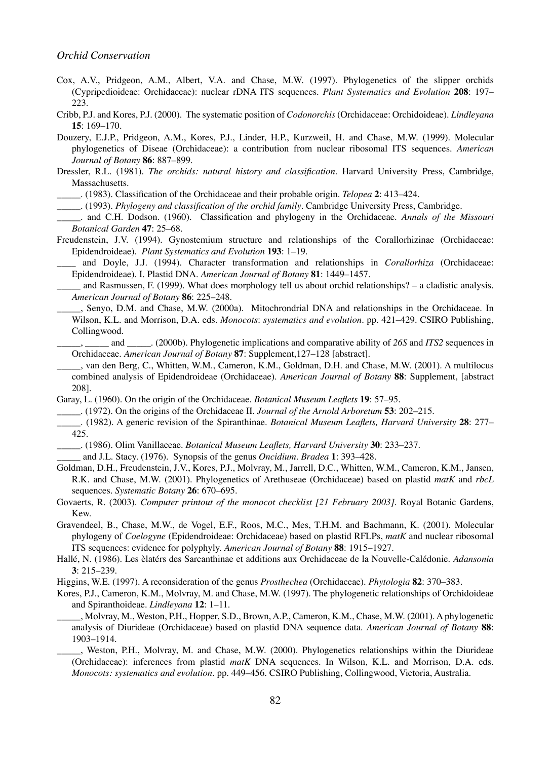Cox, A.V., Pridgeon, A.M., Albert, V.A. and Chase, M.W. (1997). Phylogenetics of the slipper orchids (Cypripedioideae: Orchidaceae): nuclear rDNA ITS sequences. *Plant Systematics and Evolution* **208**: 197–223.

Cribb, P.J. and Kores, P.J. (2000). The systematic position of *Codonorchis* (Orchidaceae: Orchidoideae). *Lindleyana* **15**: 169–170.

Douzery, E.J.P., Pridgeon, A.M., Kores, P.J., Linder, H.P., Kurzweil, H. and Chase, M.W. (1999). Molecular phylogenetics of Diseae (Orchidaceae): a contribution from nuclear ribosomal ITS sequences. *American Journal of Botany* **86**: 887–899.

Dressler, R.L. (1981). *The orchids: natural history and classification*. Harvard University Press, Cambridge, Massachusetts.

_____. (1983). Classification of the Orchidaceae and their probable origin. *Telopea* **2**: 413–424.

_____. (1993). *Phylogeny and classification of the orchid family*. Cambridge University Press, Cambridge.

_____. and C.H. Dodson. (1960). Classification and phylogeny in the Orchidaceae. *Annals of the Missouri Botanical Garden* **47**: 25–68.

Freudenstein, J.V. (1994). Gynostemium structure and relationships of the Corallorhizinae (Orchidaceae: Epidendroideae). *Plant Systematics and Evolution* **193**: 1–19.

____ and Doyle, J.J. (1994). Character transformation and relationships in *Corallorhiza* (Orchidaceae: Epidendroideae). I. Plastid DNA. *American Journal of Botany* **81**: 1449–1457.

_____ and Rasmussen, F. (1999). What does morphology tell us about orchid relationships? – a cladistic analysis. *American Journal of Botany* **86**: 225–248.

_____, Senyo, D.M. and Chase, M.W. (2000a). Mitochrondrial DNA and relationships in the Orchidaceae. In Wilson, K.L. and Morrison, D.A. eds. *Monocots*: *systematics and evolution*. pp. 421–429. CSIRO Publishing, Collingwood.

_____, _____ and _____. (2000b). Phylogenetic implications and comparative ability of *26S* and *ITS2* sequences in Orchidaceae. *American Journal of Botany* **87**: Supplement,127–128 [abstract].

_____, van den Berg, C., Whitten, W.M., Cameron, K.M., Goldman, D.H. and Chase, M.W. (2001). A multilocus combined analysis of Epidendroideae (Orchidaceae). *American Journal of Botany* **88**: Supplement, [abstract 208].

Garay, L. (1960). On the origin of the Orchidaceae. *Botanical Museum Leaflets* **19**: 57–95.

_____. (1972). On the origins of the Orchidaceae II. *Journal of the Arnold Arboretum* **53**: 202–215.

_____. (1982). A generic revision of the Spiranthinae. *Botanical Museum Leaflets, Harvard University* **28**: 277–425.

_____. (1986). Olim Vanillaceae. *Botanical Museum Leaflets, Harvard University* **30**: 233–237.

_____ and J.L. Stacy. (1976). Synopsis of the genus *Oncidium*. *Bradea* **1**: 393–428.

Goldman, D.H., Freudenstein, J.V., Kores, P.J., Molvray, M., Jarrell, D.C., Whitten, W.M., Cameron, K.M., Jansen, R.K. and Chase, M.W. (2001). Phylogenetics of Arethuseae (Orchidaceae) based on plastid *matK* and *rbcL* sequences. *Systematic Botany* **26**: 670–695.

Govaerts, R. (2003). *Computer printout of the monocot checklist [21 February 2003]*. Royal Botanic Gardens, Kew.

Gravendeel, B., Chase, M.W., de Vogel, E.F., Roos, M.C., Mes, T.H.M. and Bachmann, K. (2001). Molecular phylogeny of *Coelogyne* (Epidendroideae: Orchidaceae) based on plastid RFLPs, *matK* and nuclear ribosomal ITS sequences: evidence for polyphyly. *American Journal of Botany* **88**: 1915–1927.

Hallé, N. (1986). Les èlatérs des Sarcanthinae et additions aux Orchidaceae de la Nouvelle-Calédonie. *Adansonia* **3**: 215–239.

Higgins, W.E. (1997). A reconsideration of the genus *Prosthechea* (Orchidaceae). *Phytologia* **82**: 370–383.

Kores, P.J., Cameron, K.M., Molvray, M. and Chase, M.W. (1997). The phylogenetic relationships of Orchidoideae and Spiranthoideae. *Lindleyana* **12**: 1–11.

_____, Molvray, M., Weston, P.H., Hopper, S.D., Brown, A.P., Cameron, K.M., Chase, M.W. (2001). A phylogenetic analysis of Diurideae (Orchidaceae) based on plastid DNA sequence data. *American Journal of Botany* **88**: 1903–1914.

_____, Weston, P.H., Molvray, M. and Chase, M.W. (2000). Phylogenetics relationships within the Diurideae (Orchidaceae): inferences from plastid *matK* DNA sequences. In Wilson, K.L. and Morrison, D.A. eds. *Monocots: systematics and evolution*. pp. 449–456. CSIRO Publishing, Collingwood, Victoria, Australia.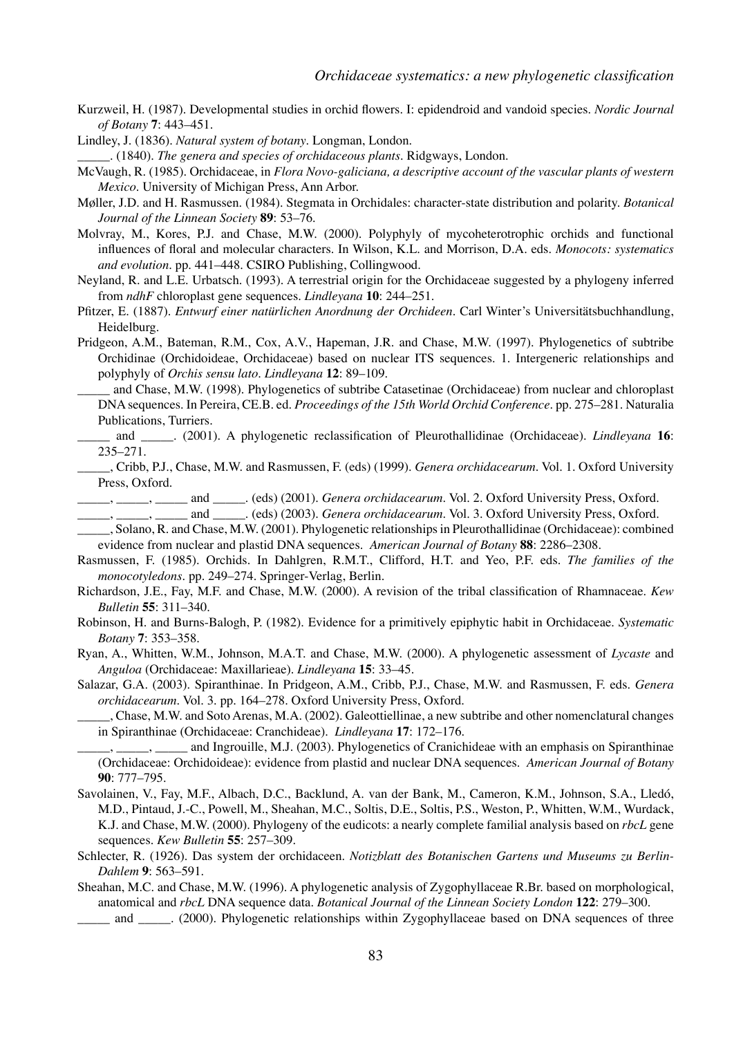Kurzweil, H. (1987). Developmental studies in orchid flowers. I: epidendroid and vandoid species. *Nordic Journal of Botany* **7**: 443–451.

Lindley, J. (1836). *Natural system of botany*. Longman, London.

_____. (1840). *The genera and species of orchidaceous plants*. Ridgways, London.

McVaugh, R. (1985). Orchidaceae, in *Flora Novo-galiciana, a descriptive account of the vascular plants of western Mexico*. University of Michigan Press, Ann Arbor.

Møller, J.D. and H. Rasmussen. (1984). Stegmata in Orchidales: character-state distribution and polarity. *Botanical Journal of the Linnean Society* **89**: 53–76.

Molvray, M., Kores, P.J. and Chase, M.W. (2000). Polyphyly of mycoheterotrophic orchids and functional influences of floral and molecular characters. In Wilson, K.L. and Morrison, D.A. eds. *Monocots: systematics and evolution*. pp. 441–448. CSIRO Publishing, Collingwood.

Neyland, R. and L.E. Urbatsch. (1993). A terrestrial origin for the Orchidaceae suggested by a phylogeny inferred from *ndhF* chloroplast gene sequences. *Lindleyana* **10**: 244–251.

Pfitzer, E. (1887). *Entwurf einer natürlichen Anordnung der Orchideen*. Carl Winter's Universitätsbuchhandlung, Heidelburg.

Pridgeon, A.M., Bateman, R.M., Cox, A.V., Hapeman, J.R. and Chase, M.W. (1997). Phylogenetics of subtribe Orchidinae (Orchidoideae, Orchidaceae) based on nuclear ITS sequences. 1. Intergeneric relationships and polyphyly of *Orchis sensu lato*. *Lindleyana* **12**: 89–109.

_____ and Chase, M.W. (1998). Phylogenetics of subtribe Catasetinae (Orchidaceae) from nuclear and chloroplast DNA sequences. In Pereira, CE.B. ed. *Proceedings of the 15th World Orchid Conference*. pp. 275–281. Naturalia Publications, Turriers.

_____ and _____. (2001). A phylogenetic reclassification of Pleurothallidinae (Orchidaceae). *Lindleyana* **16**: 235–271.

_____, Cribb, P.J., Chase, M.W. and Rasmussen, F. (eds) (1999). *Genera orchidacearum*. Vol. 1. Oxford University Press, Oxford.

_____, _____, _____ and _____. (eds) (2001). *Genera orchidacearum*. Vol. 2. Oxford University Press, Oxford.

_____, _____, _____ and _____. (eds) (2003). *Genera orchidacearum*. Vol. 3. Oxford University Press, Oxford.

_____, Solano, R. and Chase, M.W. (2001). Phylogenetic relationships in Pleurothallidinae (Orchidaceae): combined evidence from nuclear and plastid DNA sequences. *American Journal of Botany* **88**: 2286–2308.

Rasmussen, F. (1985). Orchids. In Dahlgren, R.M.T., Clifford, H.T. and Yeo, P.F. eds. *The families of the monocotyledons*. pp. 249–274. Springer-Verlag, Berlin.

Richardson, J.E., Fay, M.F. and Chase, M.W. (2000). A revision of the tribal classification of Rhamnaceae. *Kew Bulletin* **55**: 311–340.

Robinson, H. and Burns-Balogh, P. (1982). Evidence for a primitively epiphytic habit in Orchidaceae. *Systematic Botany* **7**: 353–358.

Ryan, A., Whitten, W.M., Johnson, M.A.T. and Chase, M.W. (2000). A phylogenetic assessment of *Lycaste* and *Anguloa* (Orchidaceae: Maxillarieae). *Lindleyana* **15**: 33–45.

Salazar, G.A. (2003). Spiranthinae. In Pridgeon, A.M., Cribb, P.J., Chase, M.W. and Rasmussen, F. eds. *Genera orchidacearum*. Vol. 3. pp. 164–278. Oxford University Press, Oxford.

_____, Chase, M.W. and Soto Arenas, M.A. (2002). Galeottiellinae, a new subtribe and other nomenclatural changes in Spiranthinae (Orchidaceae: Cranchideae). *Lindleyana* **17**: 172–176.

_____, _____, _____ and Ingrouille, M.J. (2003). Phylogenetics of Cranichideae with an emphasis on Spiranthinae (Orchidaceae: Orchidoideae): evidence from plastid and nuclear DNA sequences. *American Journal of Botany* **90**: 777–795.

Savolainen, V., Fay, M.F., Albach, D.C., Backlund, A. van der Bank, M., Cameron, K.M., Johnson, S.A., Lledó, M.D., Pintaud, J.-C., Powell, M., Sheahan, M.C., Soltis, D.E., Soltis, P.S., Weston, P., Whitten, W.M., Wurdack, K.J. and Chase, M.W. (2000). Phylogeny of the eudicots: a nearly complete familial analysis based on *rbcL* gene sequences. *Kew Bulletin* **55**: 257–309.

Schlecter, R. (1926). Das system der orchidaceen. *Notizblatt des Botanischen Gartens und Museums zu Berlin-Dahlem* **9**: 563–591.

Sheahan, M.C. and Chase, M.W. (1996). A phylogenetic analysis of Zygophyllaceae R.Br. based on morphological, anatomical and *rbcL* DNA sequence data. *Botanical Journal of the Linnean Society London* **122**: 279–300.

_____ and _____. (2000). Phylogenetic relationships within Zygophyllaceae based on DNA sequences of three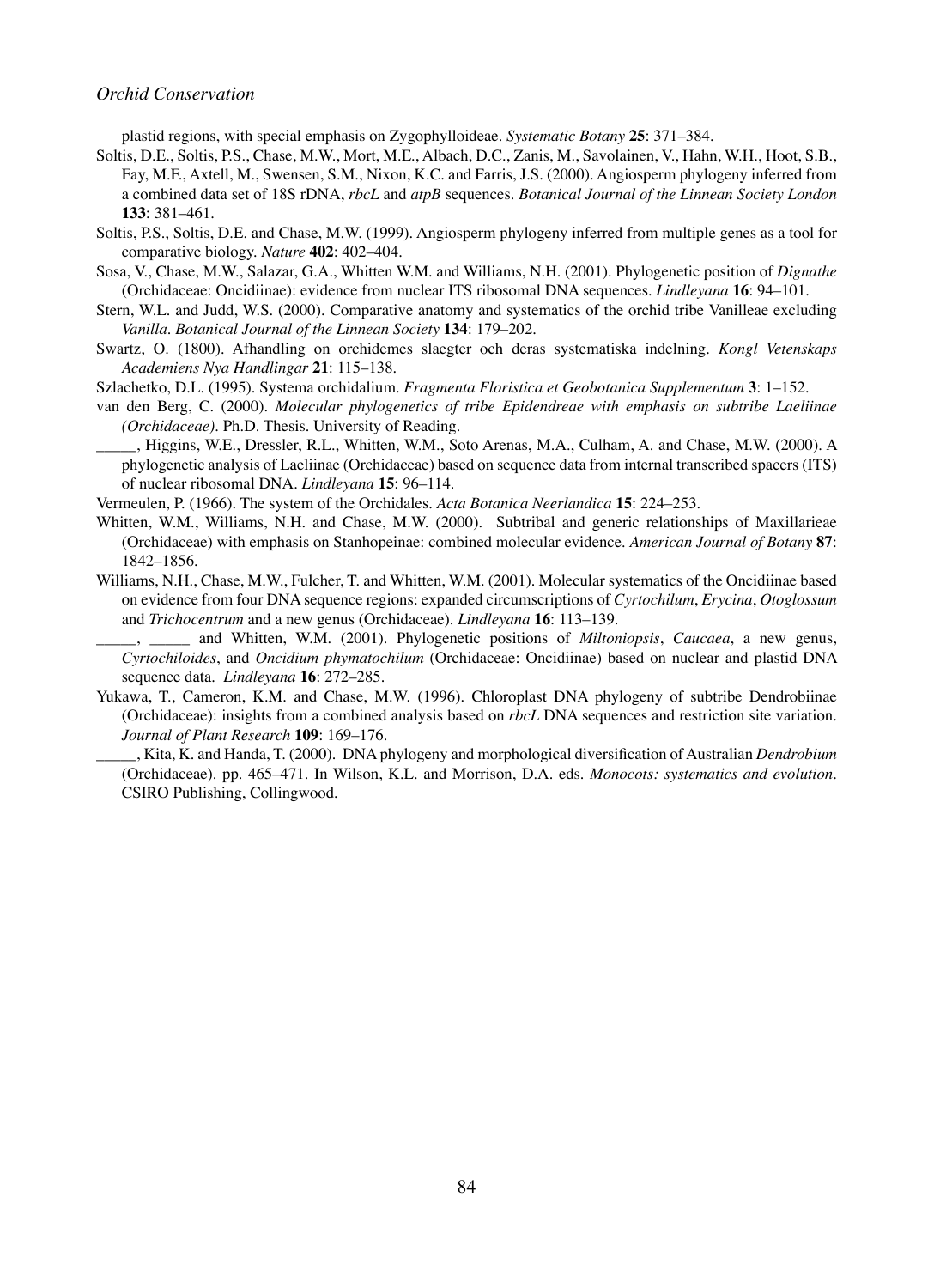plastid regions, with special emphasis on Zygophylloideae. *Systematic Botany* **25**: 371–384.

Soltis, D.E., Soltis, P.S., Chase, M.W., Mort, M.E., Albach, D.C., Zanis, M., Savolainen, V., Hahn, W.H., Hoot, S.B., Fay, M.F., Axtell, M., Swensen, S.M., Nixon, K.C. and Farris, J.S. (2000). Angiosperm phylogeny inferred from a combined data set of 18S rDNA, *rbcL* and *atpB* sequences. *Botanical Journal of the Linnean Society London* **133**: 381–461.

Soltis, P.S., Soltis, D.E. and Chase, M.W. (1999). Angiosperm phylogeny inferred from multiple genes as a tool for comparative biology. *Nature* **402**: 402–404.

Sosa, V., Chase, M.W., Salazar, G.A., Whitten W.M. and Williams, N.H. (2001). Phylogenetic position of *Dignathe* (Orchidaceae: Oncidiinae): evidence from nuclear ITS ribosomal DNA sequences. *Lindleyana* **16**: 94–101.

Stern, W.L. and Judd, W.S. (2000). Comparative anatomy and systematics of the orchid tribe Vanilleae excluding *Vanilla*. *Botanical Journal of the Linnean Society* **134**: 179–202.

Swartz, O. (1800). Afhandling on orchidemes slaegter och deras systematiska indelning. *Kongl Vetenskaps Academiens Nya Handlingar* **21**: 115–138.

Szlachetko, D.L. (1995). Systema orchidalium. *Fragmenta Floristica et Geobotanica Supplementum* **3**: 1–152.

van den Berg, C. (2000). *Molecular phylogenetics of tribe Epidendreae with emphasis on subtribe Laeliinae (Orchidaceae)*. Ph.D. Thesis. University of Reading.

_____, Higgins, W.E., Dressler, R.L., Whitten, W.M., Soto Arenas, M.A., Culham, A. and Chase, M.W. (2000). A phylogenetic analysis of Laeliinae (Orchidaceae) based on sequence data from internal transcribed spacers (ITS) of nuclear ribosomal DNA. *Lindleyana* **15**: 96–114.

Vermeulen, P. (1966). The system of the Orchidales. *Acta Botanica Neerlandica* **15**: 224–253.

Whitten, W.M., Williams, N.H. and Chase, M.W. (2000). Subtribal and generic relationships of Maxillarieae (Orchidaceae) with emphasis on Stanhopeinae: combined molecular evidence. *American Journal of Botany* **87**: 1842–1856.

Williams, N.H., Chase, M.W., Fulcher, T. and Whitten, W.M. (2001). Molecular systematics of the Oncidiinae based on evidence from four DNA sequence regions: expanded circumscriptions of *Cyrtochilum*, *Erycina*, *Otoglossum* and *Trichocentrum* and a new genus (Orchidaceae). *Lindleyana* **16**: 113–139.

_____, _____ and Whitten, W.M. (2001). Phylogenetic positions of *Miltoniopsis*, *Caucaea*, a new genus, *Cyrtochiloides*, and *Oncidium phymatochilum* (Orchidaceae: Oncidiinae) based on nuclear and plastid DNA sequence data. *Lindleyana* **16**: 272–285.

Yukawa, T., Cameron, K.M. and Chase, M.W. (1996). Chloroplast DNA phylogeny of subtribe Dendrobiinae (Orchidaceae): insights from a combined analysis based on *rbcL* DNA sequences and restriction site variation. *Journal of Plant Research* **109**: 169–176.

_____, Kita, K. and Handa, T. (2000). DNA phylogeny and morphological diversification of Australian *Dendrobium* (Orchidaceae). pp. 465–471. In Wilson, K.L. and Morrison, D.A. eds. *Monocots: systematics and evolution*. CSIRO Publishing, Collingwood.